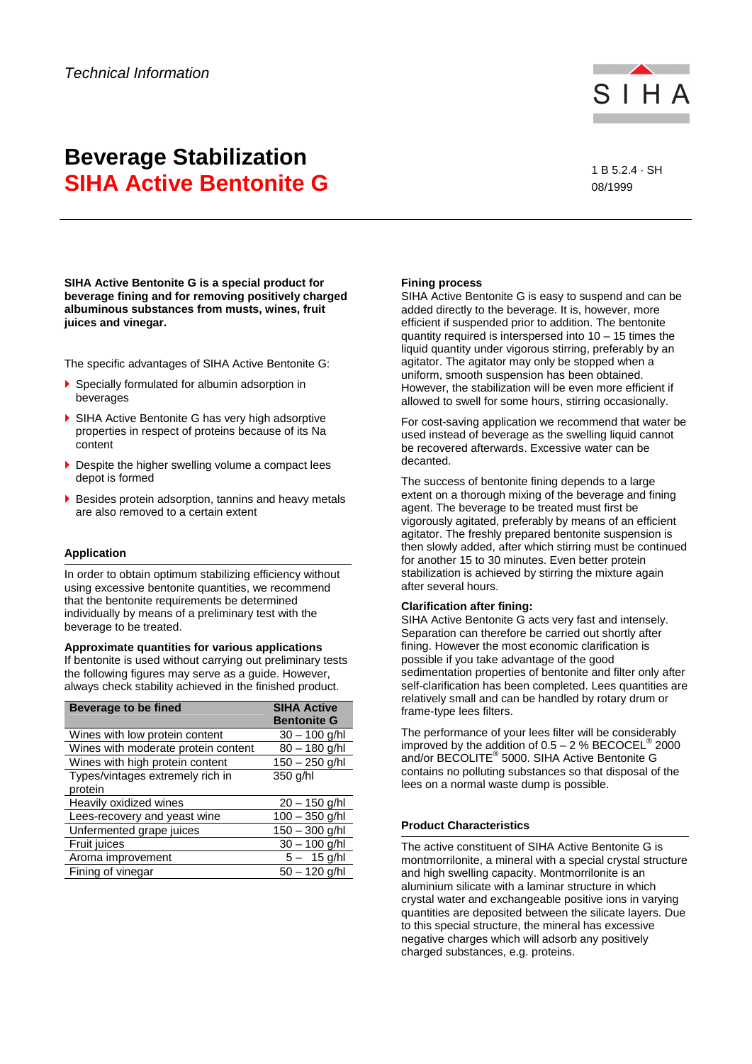*Technical Information*

# Beverage Stabilization
# SIHA Active Bentonite G

1 B 5.2.4 · SH
08/1999

**SIHA Active Bentonite G is a special product for beverage fining and for removing positively charged albuminous substances from musts, wines, fruit juices and vinegar.**

The specific advantages of SIHA Active Bentonite G:

- Specially formulated for albumin adsorption in beverages
- SIHA Active Bentonite G has very high adsorptive properties in respect of proteins because of its Na content
- Despite the higher swelling volume a compact lees depot is formed
- Besides protein adsorption, tannins and heavy metals are also removed to a certain extent

## Application

In order to obtain optimum stabilizing efficiency without using excessive bentonite quantities, we recommend that the bentonite requirements be determined individually by means of a preliminary test with the beverage to be treated.

**Approximate quantities for various applications**
If bentonite is used without carrying out preliminary tests the following figures may serve as a guide. However, always check stability achieved in the finished product.

| Beverage to be fined | SIHA Active Bentonite G |
|---|---|
| Wines with low protein content | 30 – 100 g/hl |
| Wines with moderate protein content | 80 – 180 g/hl |
| Wines with high protein content | 150 – 250 g/hl |
| Types/vintages extremely rich in protein | 350 g/hl |
| Heavily oxidized wines | 20 – 150 g/hl |
| Lees-recovery and yeast wine | 100 – 350 g/hl |
| Unfermented grape juices | 150 – 300 g/hl |
| Fruit juices | 30 – 100 g/hl |
| Aroma improvement | 5 – 15 g/hl |
| Fining of vinegar | 50 – 120 g/hl |

**Fining process**
SIHA Active Bentonite G is easy to suspend and can be added directly to the beverage. It is, however, more efficient if suspended prior to addition. The bentonite quantity required is interspersed into 10 – 15 times the liquid quantity under vigorous stirring, preferably by an agitator. The agitator may only be stopped when a uniform, smooth suspension has been obtained. However, the stabilization will be even more efficient if allowed to swell for some hours, stirring occasionally.

For cost-saving application we recommend that water be used instead of beverage as the swelling liquid cannot be recovered afterwards. Excessive water can be decanted.

The success of bentonite fining depends to a large extent on a thorough mixing of the beverage and fining agent. The beverage to be treated must first be vigorously agitated, preferably by means of an efficient agitator. The freshly prepared bentonite suspension is then slowly added, after which stirring must be continued for another 15 to 30 minutes. Even better protein stabilization is achieved by stirring the mixture again after several hours.

**Clarification after fining:**
SIHA Active Bentonite G acts very fast and intensely. Separation can therefore be carried out shortly after fining. However the most economic clarification is possible if you take advantage of the good sedimentation properties of bentonite and filter only after self-clarification has been completed. Lees quantities are relatively small and can be handled by rotary drum or frame-type lees filters.

The performance of your lees filter will be considerably improved by the addition of 0.5 – 2 % BECOCEL® 2000 and/or BECOLITE® 5000. SIHA Active Bentonite G contains no polluting substances so that disposal of the lees on a normal waste dump is possible.

## Product Characteristics

The active constituent of SIHA Active Bentonite G is montmorrilonite, a mineral with a special crystal structure and high swelling capacity. Montmorrilonite is an aluminium silicate with a laminar structure in which crystal water and exchangeable positive ions in varying quantities are deposited between the silicate layers. Due to this special structure, the mineral has excessive negative charges which will adsorb any positively charged substances, e.g. proteins.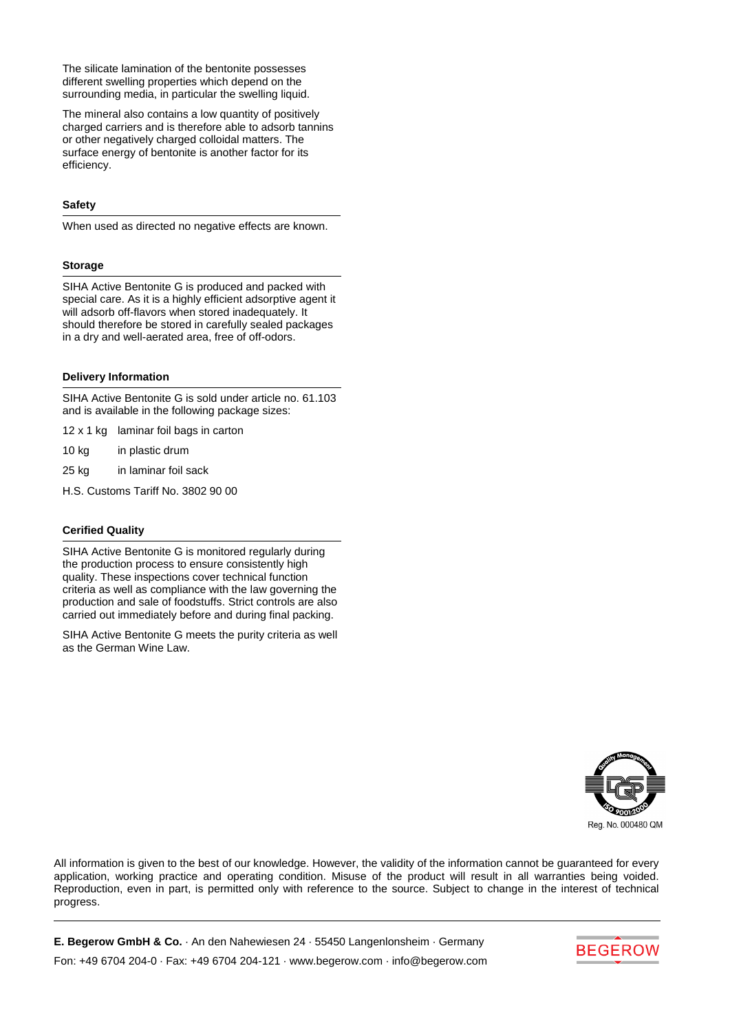The silicate lamination of the bentonite possesses different swelling properties which depend on the surrounding media, in particular the swelling liquid.

The mineral also contains a low quantity of positively charged carriers and is therefore able to adsorb tannins or other negatively charged colloidal matters. The surface energy of bentonite is another factor for its efficiency.

### Safety

When used as directed no negative effects are known.

### Storage

SIHA Active Bentonite G is produced and packed with special care. As it is a highly efficient adsorptive agent it will adsorb off-flavors when stored inadequately. It should therefore be stored in carefully sealed packages in a dry and well-aerated area, free of off-odors.

### Delivery Information

SIHA Active Bentonite G is sold under article no. 61.103 and is available in the following package sizes:

| | |
|---|---|
| 12 x 1 kg | laminar foil bags in carton |
| 10 kg | in plastic drum |
| 25 kg | in laminar foil sack |

H.S. Customs Tariff No. 3802 90 00

### Cerified Quality

SIHA Active Bentonite G is monitored regularly during the production process to ensure consistently high quality. These inspections cover technical function criteria as well as compliance with the law governing the production and sale of foodstuffs. Strict controls are also carried out immediately before and during final packing.

SIHA Active Bentonite G meets the purity criteria as well as the German Wine Law.

Quality Management DQS ISO 9001:2000

Reg. No. 000480 QM

All information is given to the best of our knowledge. However, the validity of the information cannot be guaranteed for every application, working practice and operating condition. Misuse of the product will result in all warranties being voided. Reproduction, even in part, is permitted only with reference to the source. Subject to change in the interest of technical progress.

**E. Begerow GmbH & Co.** · An den Nahewiesen 24 · 55450 Langenlonsheim · Germany

Fon: +49 6704 204-0 · Fax: +49 6704 204-121 · www.begerow.com · info@begerow.com

BEGEROW